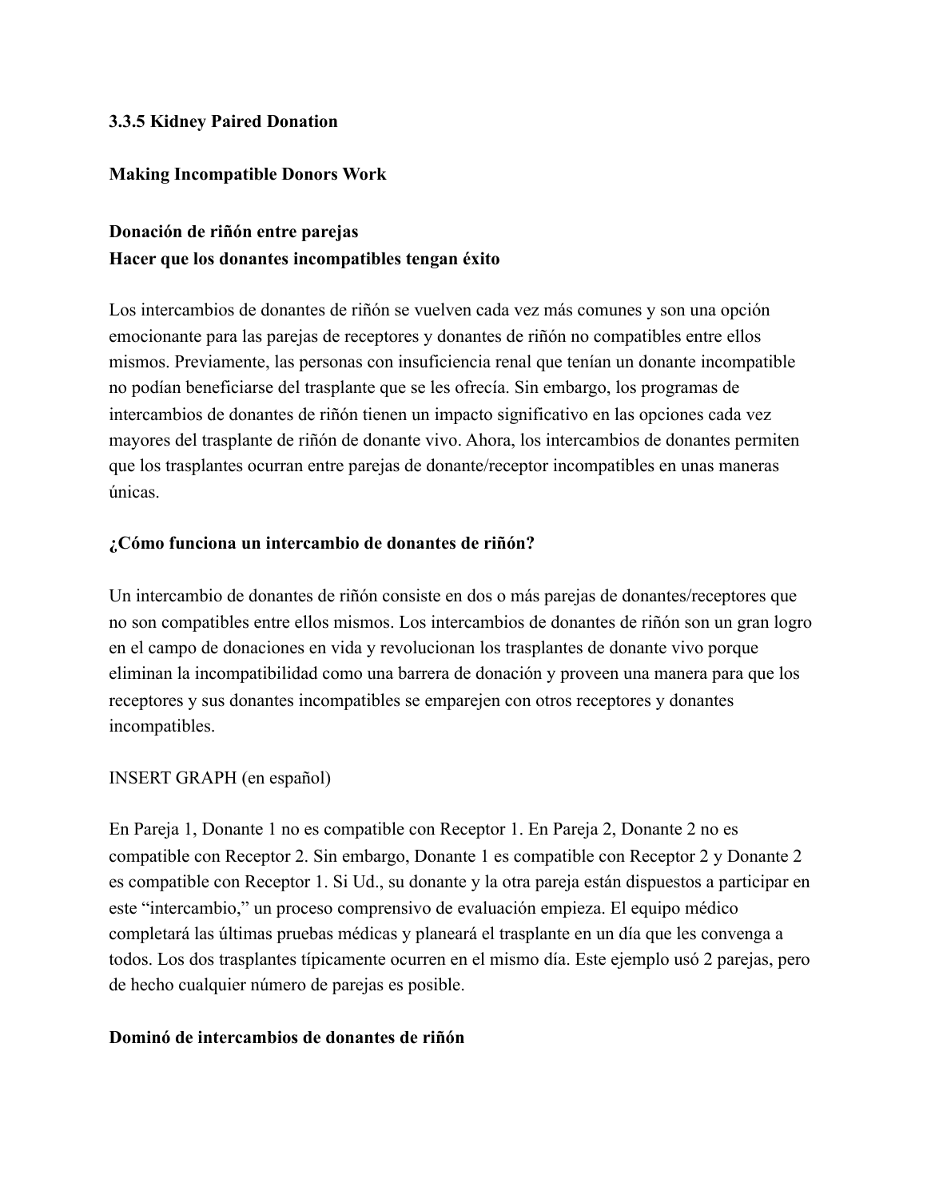**3.3.5 Kidney Paired Donation**

**Making Incompatible Donors Work**

**Donación de riñón entre parejas**
**Hacer que los donantes incompatibles tengan éxito**

Los intercambios de donantes de riñón se vuelven cada vez más comunes y son una opción emocionante para las parejas de receptores y donantes de riñón no compatibles entre ellos mismos. Previamente, las personas con insuficiencia renal que tenían un donante incompatible no podían beneficiarse del trasplante que se les ofrecía. Sin embargo, los programas de intercambios de donantes de riñón tienen un impacto significativo en las opciones cada vez mayores del trasplante de riñón de donante vivo. Ahora, los intercambios de donantes permiten que los trasplantes ocurran entre parejas de donante/receptor incompatibles en unas maneras únicas.

**¿Cómo funciona un intercambio de donantes de riñón?**

Un intercambio de donantes de riñón consiste en dos o más parejas de donantes/receptores que no son compatibles entre ellos mismos. Los intercambios de donantes de riñón son un gran logro en el campo de donaciones en vida y revolucionan los trasplantes de donante vivo porque eliminan la incompatibilidad como una barrera de donación y proveen una manera para que los receptores y sus donantes incompatibles se emparejen con otros receptores y donantes incompatibles.

INSERT GRAPH (en español)

En Pareja 1, Donante 1 no es compatible con Receptor 1. En Pareja 2, Donante 2 no es compatible con Receptor 2. Sin embargo, Donante 1 es compatible con Receptor 2 y Donante 2 es compatible con Receptor 1. Si Ud., su donante y la otra pareja están dispuestos a participar en este "intercambio," un proceso comprensivo de evaluación empieza. El equipo médico completará las últimas pruebas médicas y planeará el trasplante en un día que les convenga a todos. Los dos trasplantes típicamente ocurren en el mismo día. Este ejemplo usó 2 parejas, pero de hecho cualquier número de parejas es posible.

**Dominó de intercambios de donantes de riñón**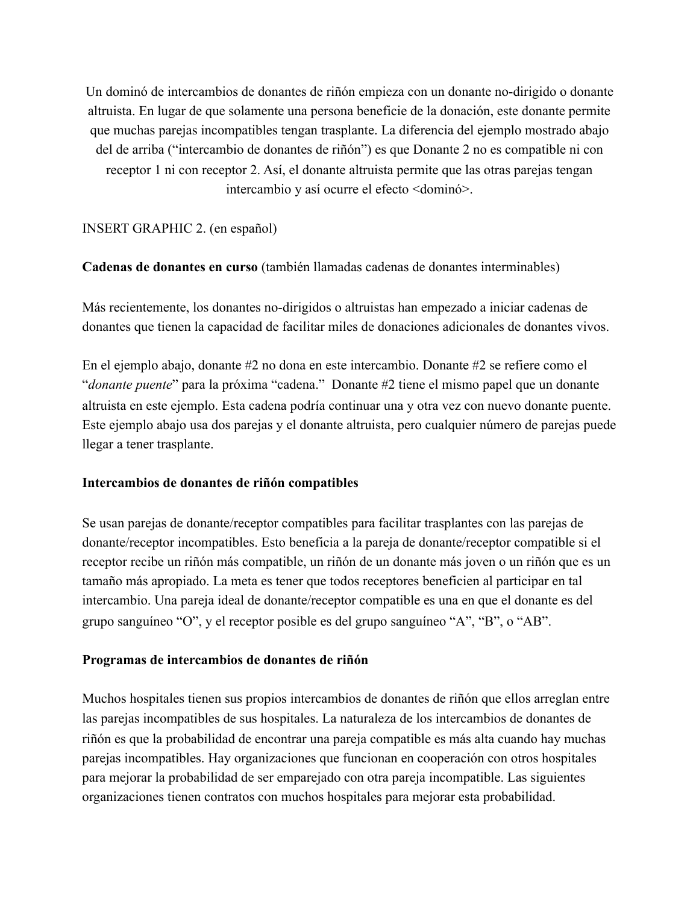Un dominó de intercambios de donantes de riñón empieza con un donante no-dirigido o donante altruista. En lugar de que solamente una persona beneficie de la donación, este donante permite que muchas parejas incompatibles tengan trasplante. La diferencia del ejemplo mostrado abajo del de arriba ("intercambio de donantes de riñón") es que Donante 2 no es compatible ni con receptor 1 ni con receptor 2. Así, el donante altruista permite que las otras parejas tengan intercambio y así ocurre el efecto <dominó>.

INSERT GRAPHIC 2. (en español)

**Cadenas de donantes en curso** (también llamadas cadenas de donantes interminables)

Más recientemente, los donantes no-dirigidos o altruistas han empezado a iniciar cadenas de donantes que tienen la capacidad de facilitar miles de donaciones adicionales de donantes vivos.

En el ejemplo abajo, donante #2 no dona en este intercambio. Donante #2 se refiere como el "*donante puente*" para la próxima "cadena." Donante #2 tiene el mismo papel que un donante altruista en este ejemplo. Esta cadena podría continuar una y otra vez con nuevo donante puente. Este ejemplo abajo usa dos parejas y el donante altruista, pero cualquier número de parejas puede llegar a tener trasplante.

**Intercambios de donantes de riñón compatibles**

Se usan parejas de donante/receptor compatibles para facilitar trasplantes con las parejas de donante/receptor incompatibles. Esto beneficia a la pareja de donante/receptor compatible si el receptor recibe un riñón más compatible, un riñón de un donante más joven o un riñón que es un tamaño más apropiado. La meta es tener que todos receptores beneficien al participar en tal intercambio. Una pareja ideal de donante/receptor compatible es una en que el donante es del grupo sanguíneo "O", y el receptor posible es del grupo sanguíneo "A", "B", o "AB".

**Programas de intercambios de donantes de riñón**

Muchos hospitales tienen sus propios intercambios de donantes de riñón que ellos arreglan entre las parejas incompatibles de sus hospitales. La naturaleza de los intercambios de donantes de riñón es que la probabilidad de encontrar una pareja compatible es más alta cuando hay muchas parejas incompatibles. Hay organizaciones que funcionan en cooperación con otros hospitales para mejorar la probabilidad de ser emparejado con otra pareja incompatible. Las siguientes organizaciones tienen contratos con muchos hospitales para mejorar esta probabilidad.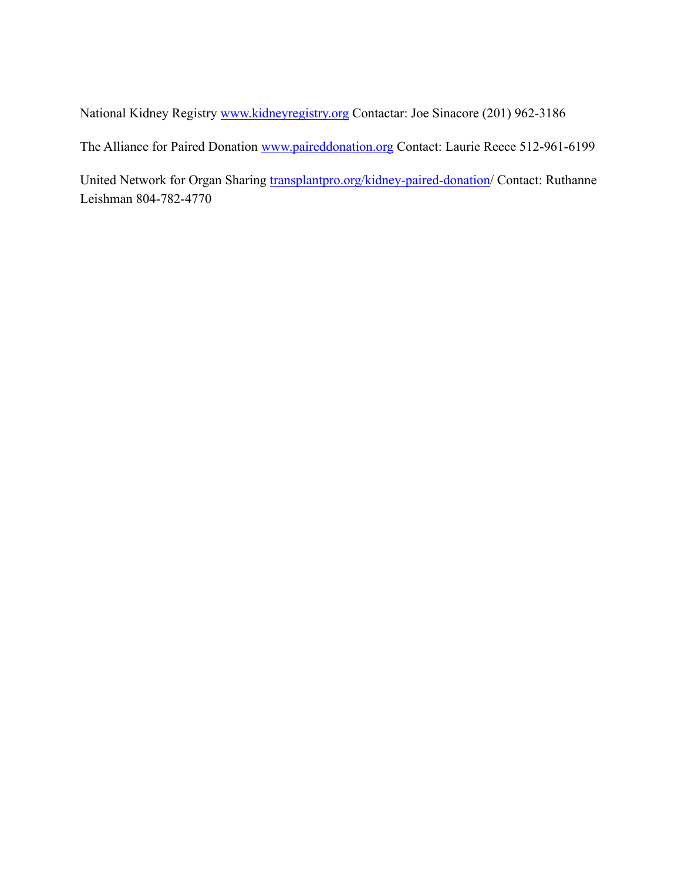National Kidney Registry [www.kidneyregistry.org](http://www.kidneyregistry.org) Contactar: Joe Sinacore (201) 962-3186

The Alliance for Paired Donation [www.paireddonation.org](http://www.paireddonation.org) Contact: Laurie Reece 512-961-6199

United Network for Organ Sharing [transplantpro.org/kidney-paired-donation](http://transplantpro.org/kidney-paired-donation)/ Contact: Ruthanne Leishman 804-782-4770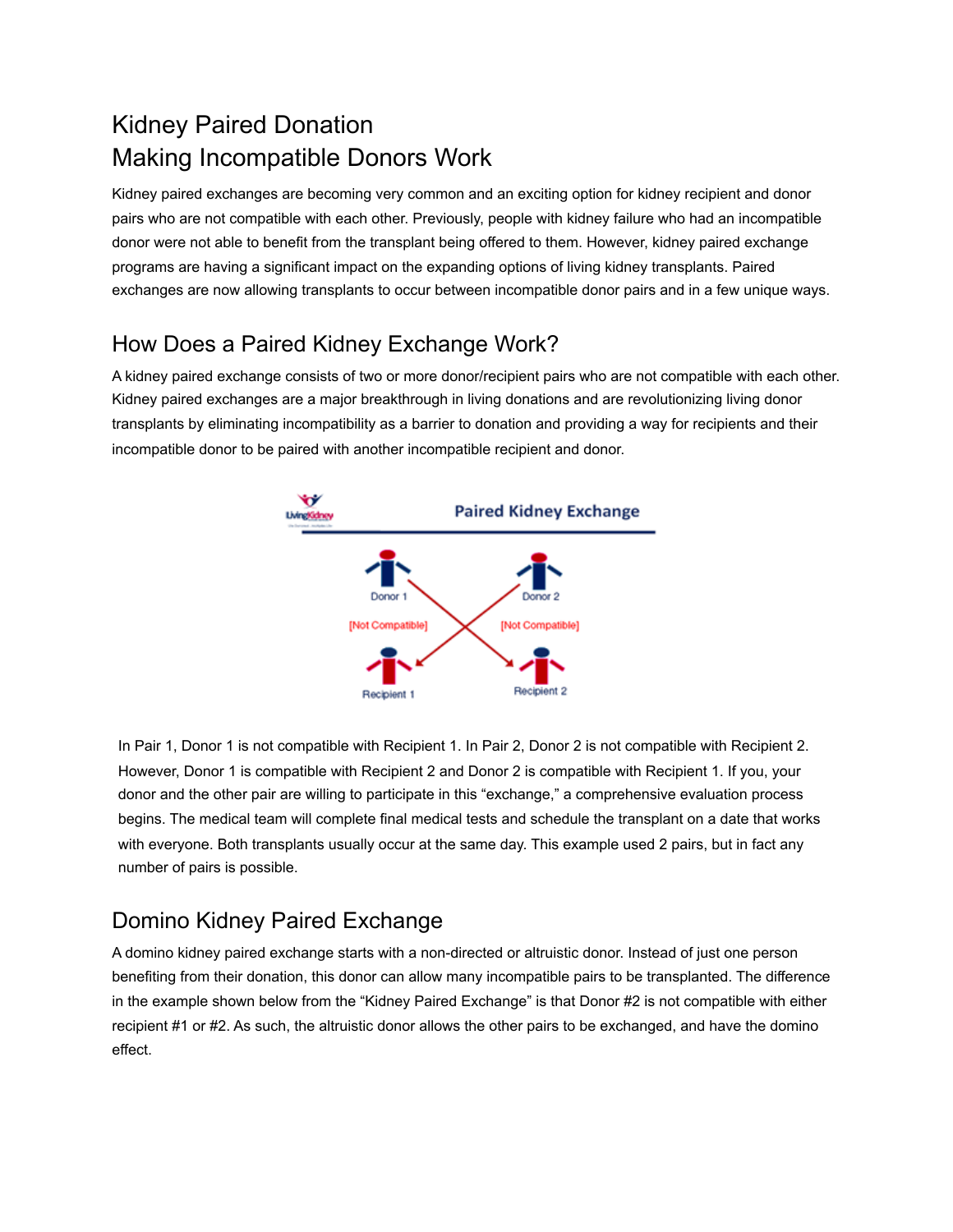# Kidney Paired Donation
# Making Incompatible Donors Work

Kidney paired exchanges are becoming very common and an exciting option for kidney recipient and donor pairs who are not compatible with each other. Previously, people with kidney failure who had an incompatible donor were not able to benefit from the transplant being offered to them. However, kidney paired exchange programs are having a significant impact on the expanding options of living kidney transplants. Paired exchanges are now allowing transplants to occur between incompatible donor pairs and in a few unique ways.

## How Does a Paired Kidney Exchange Work?

A kidney paired exchange consists of two or more donor/recipient pairs who are not compatible with each other. Kidney paired exchanges are a major breakthrough in living donations and are revolutionizing living donor transplants by eliminating incompatibility as a barrier to donation and providing a way for recipients and their incompatible donor to be paired with another incompatible recipient and donor.

In Pair 1, Donor 1 is not compatible with Recipient 1. In Pair 2, Donor 2 is not compatible with Recipient 2. However, Donor 1 is compatible with Recipient 2 and Donor 2 is compatible with Recipient 1. If you, your donor and the other pair are willing to participate in this "exchange," a comprehensive evaluation process begins. The medical team will complete final medical tests and schedule the transplant on a date that works with everyone. Both transplants usually occur at the same day. This example used 2 pairs, but in fact any number of pairs is possible.

## Domino Kidney Paired Exchange

A domino kidney paired exchange starts with a non-directed or altruistic donor. Instead of just one person benefiting from their donation, this donor can allow many incompatible pairs to be transplanted. The difference in the example shown below from the "Kidney Paired Exchange" is that Donor #2 is not compatible with either recipient #1 or #2. As such, the altruistic donor allows the other pairs to be exchanged, and have the domino effect.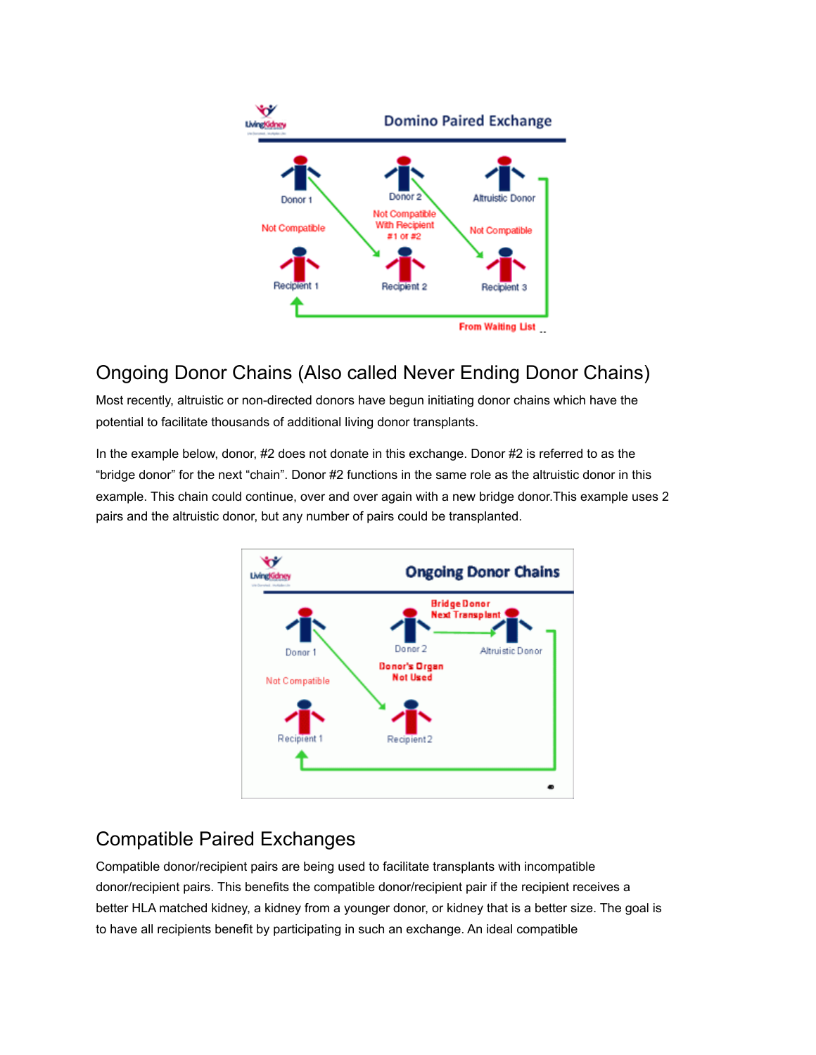## Ongoing Donor Chains (Also called Never Ending Donor Chains)

Most recently, altruistic or non-directed donors have begun initiating donor chains which have the potential to facilitate thousands of additional living donor transplants.

In the example below, donor, #2 does not donate in this exchange. Donor #2 is referred to as the "bridge donor" for the next "chain". Donor #2 functions in the same role as the altruistic donor in this example. This chain could continue, over and over again with a new bridge donor.This example uses 2 pairs and the altruistic donor, but any number of pairs could be transplanted.

## Compatible Paired Exchanges

Compatible donor/recipient pairs are being used to facilitate transplants with incompatible donor/recipient pairs. This benefits the compatible donor/recipient pair if the recipient receives a better HLA matched kidney, a kidney from a younger donor, or kidney that is a better size. The goal is to have all recipients benefit by participating in such an exchange. An ideal compatible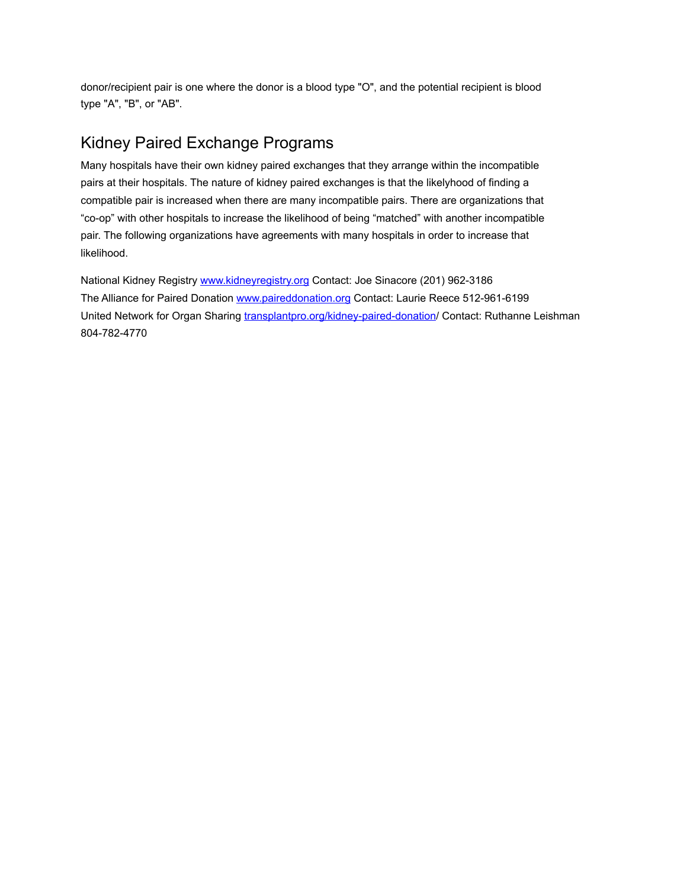donor/recipient pair is one where the donor is a blood type "O", and the potential recipient is blood type "A", "B", or "AB".

## Kidney Paired Exchange Programs

Many hospitals have their own kidney paired exchanges that they arrange within the incompatible pairs at their hospitals. The nature of kidney paired exchanges is that the likelyhood of finding a compatible pair is increased when there are many incompatible pairs. There are organizations that “co-op” with other hospitals to increase the likelihood of being “matched” with another incompatible pair. The following organizations have agreements with many hospitals in order to increase that likelihood.

National Kidney Registry [www.kidneyregistry.org](http://www.kidneyregistry.org) Contact: Joe Sinacore (201) 962-3186
The Alliance for Paired Donation [www.paireddonation.org](http://www.paireddonation.org) Contact: Laurie Reece 512-961-6199
United Network for Organ Sharing [transplantpro.org/kidney-paired-donation](http://transplantpro.org/kidney-paired-donation)/ Contact: Ruthanne Leishman 804-782-4770